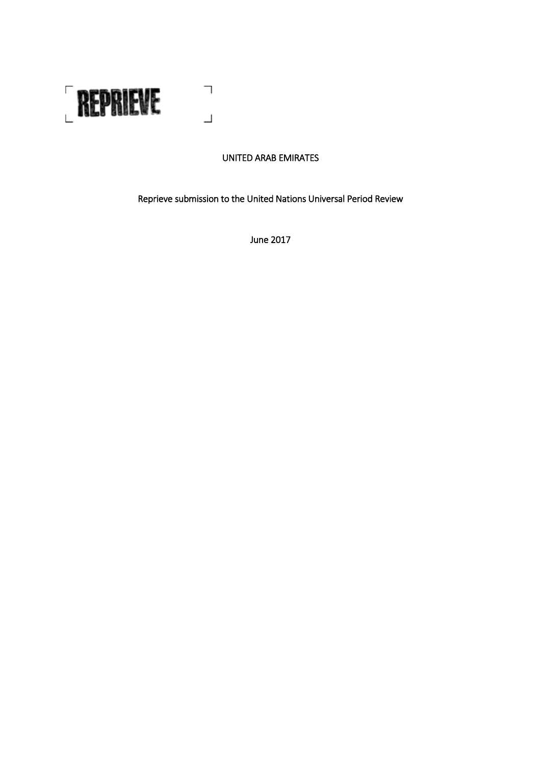REPRIEVE

UNITED ARAB EMIRATES

Reprieve submission to the United Nations Universal Period Review

June 2017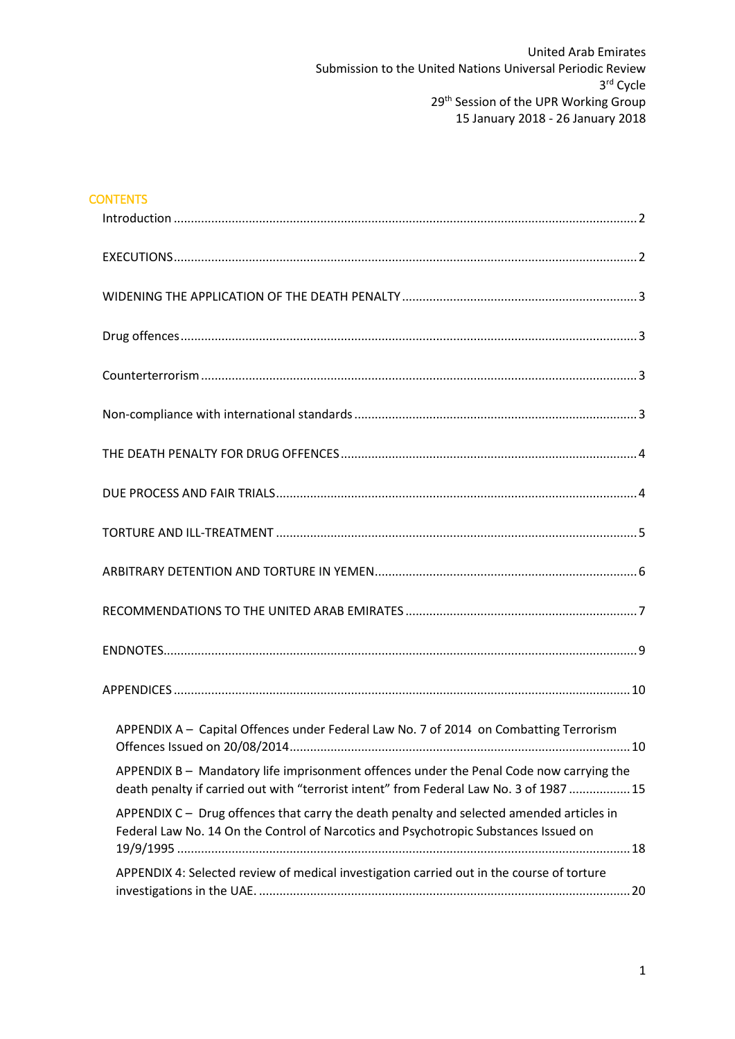United Arab Emirates
Submission to the United Nations Universal Periodic Review
3rd Cycle
29th Session of the UPR Working Group
15 January 2018 - 26 January 2018

## CONTENTS

Introduction ..... 2

EXECUTIONS ..... 2

WIDENING THE APPLICATION OF THE DEATH PENALTY ..... 3

Drug offences ..... 3

Counterterrorism ..... 3

Non-compliance with international standards ..... 3

THE DEATH PENALTY FOR DRUG OFFENCES ..... 4

DUE PROCESS AND FAIR TRIALS ..... 4

TORTURE AND ILL-TREATMENT ..... 5

ARBITRARY DETENTION AND TORTURE IN YEMEN ..... 6

RECOMMENDATIONS TO THE UNITED ARAB EMIRATES ..... 7

ENDNOTES ..... 9

APPENDICES ..... 10

- APPENDIX A – Capital Offences under Federal Law No. 7 of 2014 on Combatting Terrorism Offences Issued on 20/08/2014 ..... 10
- APPENDIX B – Mandatory life imprisonment offences under the Penal Code now carrying the death penalty if carried out with "terrorist intent" from Federal Law No. 3 of 1987 ..... 15
- APPENDIX C – Drug offences that carry the death penalty and selected amended articles in Federal Law No. 14 On the Control of Narcotics and Psychotropic Substances Issued on 19/9/1995 ..... 18
- APPENDIX 4: Selected review of medical investigation carried out in the course of torture investigations in the UAE. ..... 20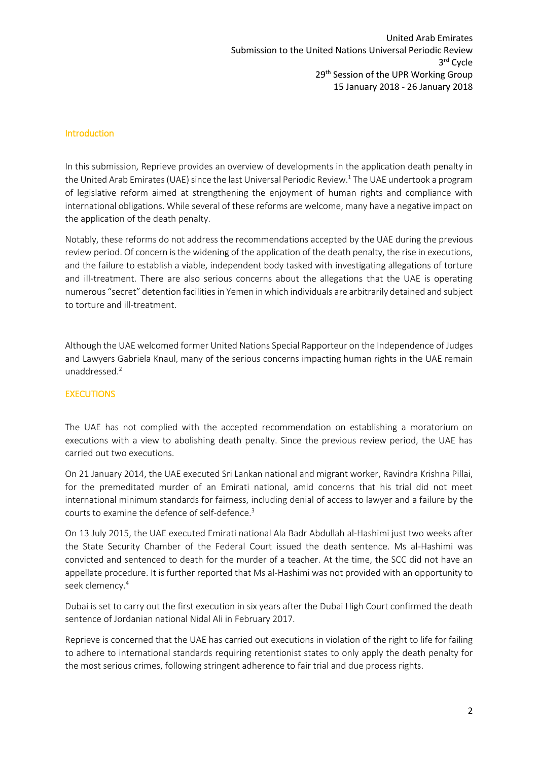United Arab Emirates
Submission to the United Nations Universal Periodic Review
3rd Cycle
29th Session of the UPR Working Group
15 January 2018 - 26 January 2018

## Introduction

In this submission, Reprieve provides an overview of developments in the application death penalty in the United Arab Emirates (UAE) since the last Universal Periodic Review.[1] The UAE undertook a program of legislative reform aimed at strengthening the enjoyment of human rights and compliance with international obligations. While several of these reforms are welcome, many have a negative impact on the application of the death penalty.

Notably, these reforms do not address the recommendations accepted by the UAE during the previous review period. Of concern is the widening of the application of the death penalty, the rise in executions, and the failure to establish a viable, independent body tasked with investigating allegations of torture and ill-treatment. There are also serious concerns about the allegations that the UAE is operating numerous "secret" detention facilities in Yemen in which individuals are arbitrarily detained and subject to torture and ill-treatment.

Although the UAE welcomed former United Nations Special Rapporteur on the Independence of Judges and Lawyers Gabriela Knaul, many of the serious concerns impacting human rights in the UAE remain unaddressed.[2]

## EXECUTIONS

The UAE has not complied with the accepted recommendation on establishing a moratorium on executions with a view to abolishing death penalty. Since the previous review period, the UAE has carried out two executions.

On 21 January 2014, the UAE executed Sri Lankan national and migrant worker, Ravindra Krishna Pillai, for the premeditated murder of an Emirati national, amid concerns that his trial did not meet international minimum standards for fairness, including denial of access to lawyer and a failure by the courts to examine the defence of self-defence.[3]

On 13 July 2015, the UAE executed Emirati national Ala Badr Abdullah al-Hashimi just two weeks after the State Security Chamber of the Federal Court issued the death sentence. Ms al-Hashimi was convicted and sentenced to death for the murder of a teacher. At the time, the SCC did not have an appellate procedure. It is further reported that Ms al-Hashimi was not provided with an opportunity to seek clemency.[4]

Dubai is set to carry out the first execution in six years after the Dubai High Court confirmed the death sentence of Jordanian national Nidal Ali in February 2017.

Reprieve is concerned that the UAE has carried out executions in violation of the right to life for failing to adhere to international standards requiring retentionist states to only apply the death penalty for the most serious crimes, following stringent adherence to fair trial and due process rights.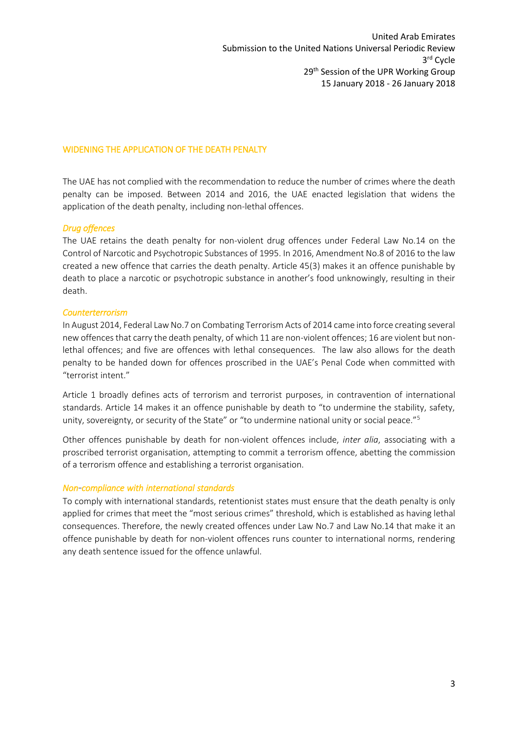## WIDENING THE APPLICATION OF THE DEATH PENALTY

The UAE has not complied with the recommendation to reduce the number of crimes where the death penalty can be imposed. Between 2014 and 2016, the UAE enacted legislation that widens the application of the death penalty, including non-lethal offences.

### *Drug offences*

The UAE retains the death penalty for non-violent drug offences under Federal Law No.14 on the Control of Narcotic and Psychotropic Substances of 1995. In 2016, Amendment No.8 of 2016 to the law created a new offence that carries the death penalty. Article 45(3) makes it an offence punishable by death to place a narcotic or psychotropic substance in another's food unknowingly, resulting in their death.

### *Counterterrorism*

In August 2014, Federal Law No.7 on Combating Terrorism Acts of 2014 came into force creating several new offences that carry the death penalty, of which 11 are non-violent offences; 16 are violent but non-lethal offences; and five are offences with lethal consequences. The law also allows for the death penalty to be handed down for offences proscribed in the UAE's Penal Code when committed with "terrorist intent."

Article 1 broadly defines acts of terrorism and terrorist purposes, in contravention of international standards. Article 14 makes it an offence punishable by death to "to undermine the stability, safety, unity, sovereignty, or security of the State" or "to undermine national unity or social peace."[5]

Other offences punishable by death for non-violent offences include, *inter alia*, associating with a proscribed terrorist organisation, attempting to commit a terrorism offence, abetting the commission of a terrorism offence and establishing a terrorist organisation.

### *Non-compliance with international standards*

To comply with international standards, retentionist states must ensure that the death penalty is only applied for crimes that meet the "most serious crimes" threshold, which is established as having lethal consequences. Therefore, the newly created offences under Law No.7 and Law No.14 that make it an offence punishable by death for non-violent offences runs counter to international norms, rendering any death sentence issued for the offence unlawful.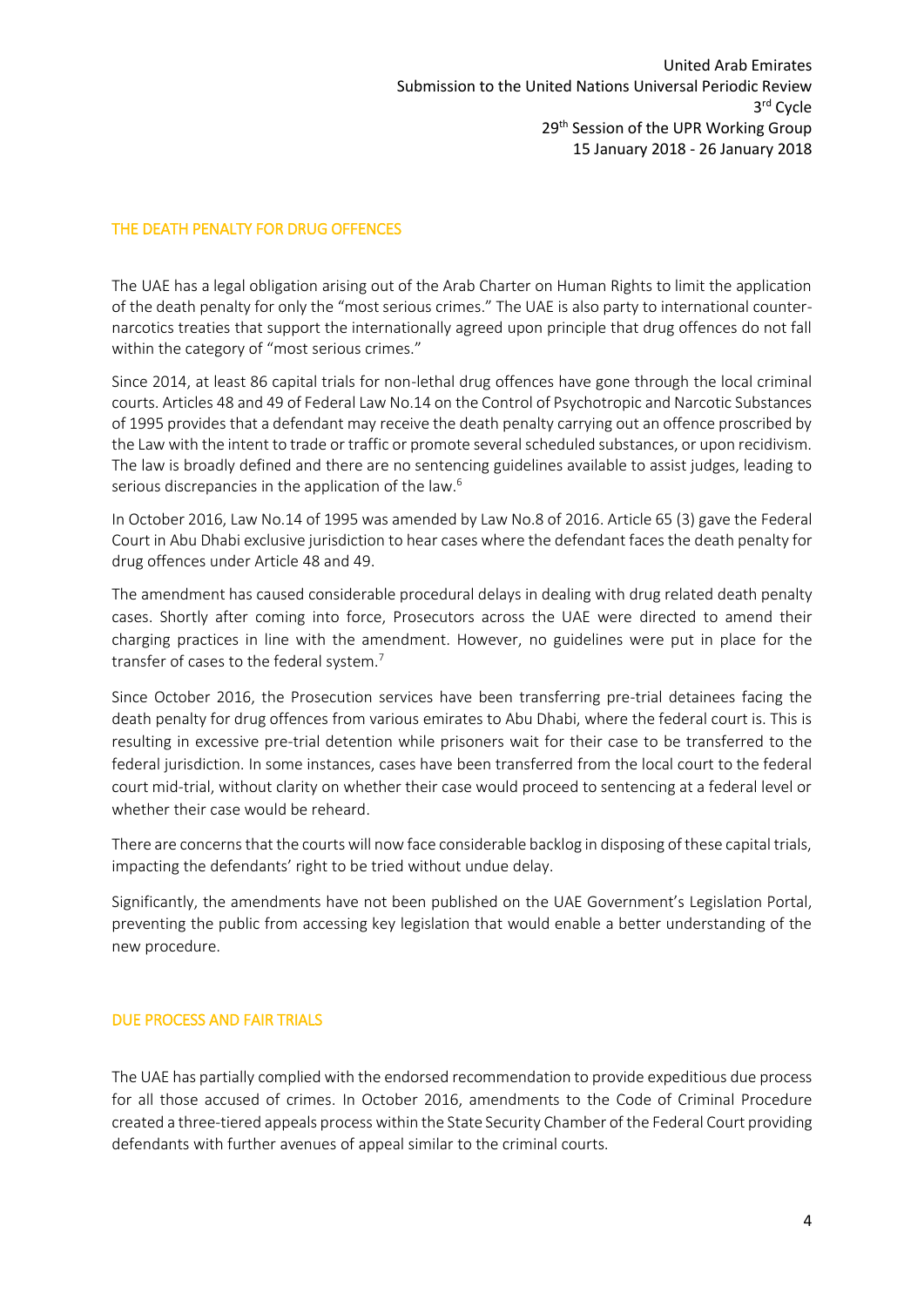## THE DEATH PENALTY FOR DRUG OFFENCES

The UAE has a legal obligation arising out of the Arab Charter on Human Rights to limit the application of the death penalty for only the "most serious crimes." The UAE is also party to international counter-narcotics treaties that support the internationally agreed upon principle that drug offences do not fall within the category of "most serious crimes."

Since 2014, at least 86 capital trials for non-lethal drug offences have gone through the local criminal courts. Articles 48 and 49 of Federal Law No.14 on the Control of Psychotropic and Narcotic Substances of 1995 provides that a defendant may receive the death penalty carrying out an offence proscribed by the Law with the intent to trade or traffic or promote several scheduled substances, or upon recidivism. The law is broadly defined and there are no sentencing guidelines available to assist judges, leading to serious discrepancies in the application of the law.[6]

In October 2016, Law No.14 of 1995 was amended by Law No.8 of 2016. Article 65 (3) gave the Federal Court in Abu Dhabi exclusive jurisdiction to hear cases where the defendant faces the death penalty for drug offences under Article 48 and 49.

The amendment has caused considerable procedural delays in dealing with drug related death penalty cases. Shortly after coming into force, Prosecutors across the UAE were directed to amend their charging practices in line with the amendment. However, no guidelines were put in place for the transfer of cases to the federal system.[7]

Since October 2016, the Prosecution services have been transferring pre-trial detainees facing the death penalty for drug offences from various emirates to Abu Dhabi, where the federal court is. This is resulting in excessive pre-trial detention while prisoners wait for their case to be transferred to the federal jurisdiction. In some instances, cases have been transferred from the local court to the federal court mid-trial, without clarity on whether their case would proceed to sentencing at a federal level or whether their case would be reheard.

There are concerns that the courts will now face considerable backlog in disposing of these capital trials, impacting the defendants' right to be tried without undue delay.

Significantly, the amendments have not been published on the UAE Government's Legislation Portal, preventing the public from accessing key legislation that would enable a better understanding of the new procedure.

## DUE PROCESS AND FAIR TRIALS

The UAE has partially complied with the endorsed recommendation to provide expeditious due process for all those accused of crimes. In October 2016, amendments to the Code of Criminal Procedure created a three-tiered appeals process within the State Security Chamber of the Federal Court providing defendants with further avenues of appeal similar to the criminal courts.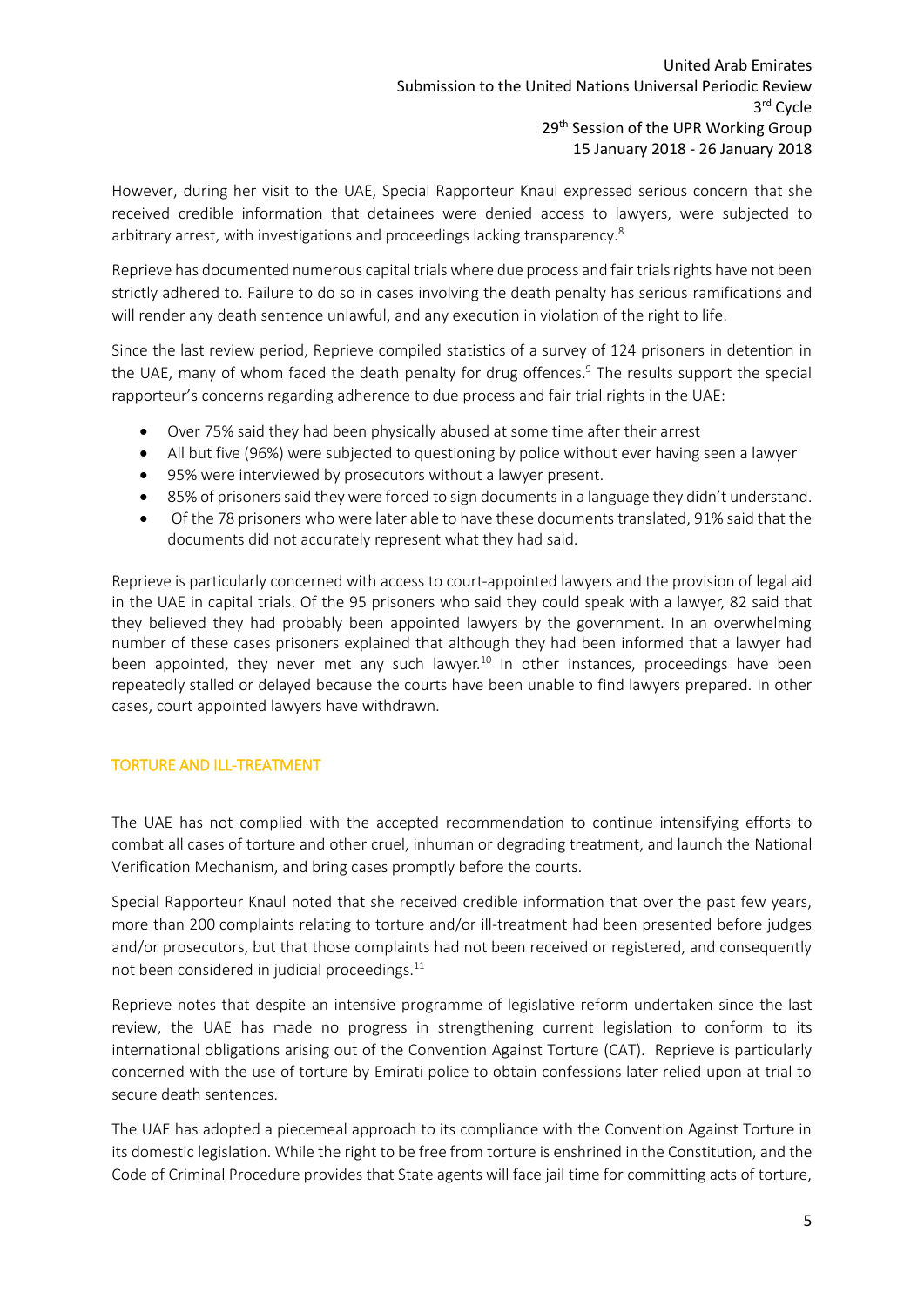However, during her visit to the UAE, Special Rapporteur Knaul expressed serious concern that she received credible information that detainees were denied access to lawyers, were subjected to arbitrary arrest, with investigations and proceedings lacking transparency.[8]

Reprieve has documented numerous capital trials where due process and fair trials rights have not been strictly adhered to. Failure to do so in cases involving the death penalty has serious ramifications and will render any death sentence unlawful, and any execution in violation of the right to life.

Since the last review period, Reprieve compiled statistics of a survey of 124 prisoners in detention in the UAE, many of whom faced the death penalty for drug offences.[9] The results support the special rapporteur's concerns regarding adherence to due process and fair trial rights in the UAE:

- Over 75% said they had been physically abused at some time after their arrest
- All but five (96%) were subjected to questioning by police without ever having seen a lawyer
- 95% were interviewed by prosecutors without a lawyer present.
- 85% of prisoners said they were forced to sign documents in a language they didn't understand.
- Of the 78 prisoners who were later able to have these documents translated, 91% said that the documents did not accurately represent what they had said.

Reprieve is particularly concerned with access to court-appointed lawyers and the provision of legal aid in the UAE in capital trials. Of the 95 prisoners who said they could speak with a lawyer, 82 said that they believed they had probably been appointed lawyers by the government. In an overwhelming number of these cases prisoners explained that although they had been informed that a lawyer had been appointed, they never met any such lawyer.[10] In other instances, proceedings have been repeatedly stalled or delayed because the courts have been unable to find lawyers prepared. In other cases, court appointed lawyers have withdrawn.

## TORTURE AND ILL-TREATMENT

The UAE has not complied with the accepted recommendation to continue intensifying efforts to combat all cases of torture and other cruel, inhuman or degrading treatment, and launch the National Verification Mechanism, and bring cases promptly before the courts.

Special Rapporteur Knaul noted that she received credible information that over the past few years, more than 200 complaints relating to torture and/or ill-treatment had been presented before judges and/or prosecutors, but that those complaints had not been received or registered, and consequently not been considered in judicial proceedings.[11]

Reprieve notes that despite an intensive programme of legislative reform undertaken since the last review, the UAE has made no progress in strengthening current legislation to conform to its international obligations arising out of the Convention Against Torture (CAT). Reprieve is particularly concerned with the use of torture by Emirati police to obtain confessions later relied upon at trial to secure death sentences.

The UAE has adopted a piecemeal approach to its compliance with the Convention Against Torture in its domestic legislation. While the right to be free from torture is enshrined in the Constitution, and the Code of Criminal Procedure provides that State agents will face jail time for committing acts of torture,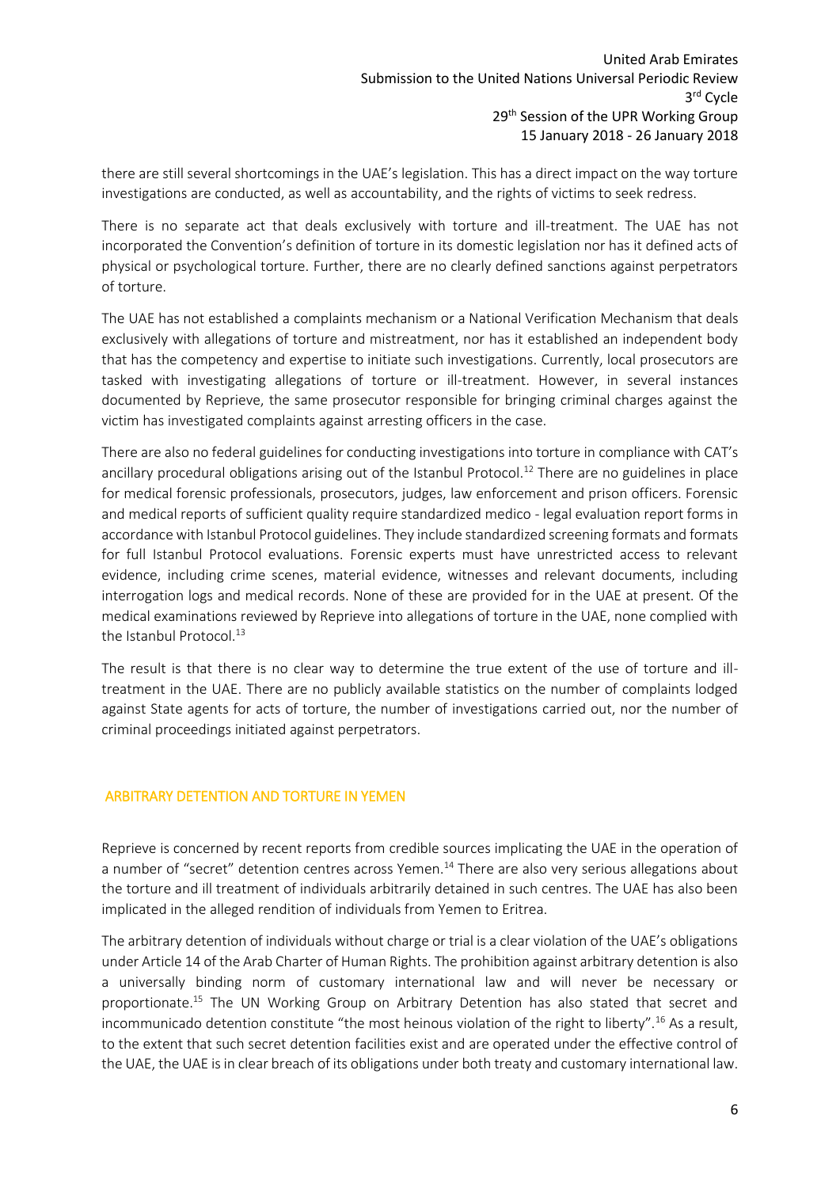there are still several shortcomings in the UAE's legislation. This has a direct impact on the way torture investigations are conducted, as well as accountability, and the rights of victims to seek redress.

There is no separate act that deals exclusively with torture and ill-treatment. The UAE has not incorporated the Convention's definition of torture in its domestic legislation nor has it defined acts of physical or psychological torture. Further, there are no clearly defined sanctions against perpetrators of torture.

The UAE has not established a complaints mechanism or a National Verification Mechanism that deals exclusively with allegations of torture and mistreatment, nor has it established an independent body that has the competency and expertise to initiate such investigations. Currently, local prosecutors are tasked with investigating allegations of torture or ill-treatment. However, in several instances documented by Reprieve, the same prosecutor responsible for bringing criminal charges against the victim has investigated complaints against arresting officers in the case.

There are also no federal guidelines for conducting investigations into torture in compliance with CAT's ancillary procedural obligations arising out of the Istanbul Protocol.[12] There are no guidelines in place for medical forensic professionals, prosecutors, judges, law enforcement and prison officers. Forensic and medical reports of sufficient quality require standardized medico - legal evaluation report forms in accordance with Istanbul Protocol guidelines. They include standardized screening formats and formats for full Istanbul Protocol evaluations. Forensic experts must have unrestricted access to relevant evidence, including crime scenes, material evidence, witnesses and relevant documents, including interrogation logs and medical records. None of these are provided for in the UAE at present. Of the medical examinations reviewed by Reprieve into allegations of torture in the UAE, none complied with the Istanbul Protocol.[13]

The result is that there is no clear way to determine the true extent of the use of torture and ill-treatment in the UAE. There are no publicly available statistics on the number of complaints lodged against State agents for acts of torture, the number of investigations carried out, nor the number of criminal proceedings initiated against perpetrators.

## ARBITRARY DETENTION AND TORTURE IN YEMEN

Reprieve is concerned by recent reports from credible sources implicating the UAE in the operation of a number of "secret" detention centres across Yemen.[14] There are also very serious allegations about the torture and ill treatment of individuals arbitrarily detained in such centres. The UAE has also been implicated in the alleged rendition of individuals from Yemen to Eritrea.

The arbitrary detention of individuals without charge or trial is a clear violation of the UAE's obligations under Article 14 of the Arab Charter of Human Rights. The prohibition against arbitrary detention is also a universally binding norm of customary international law and will never be necessary or proportionate.[15] The UN Working Group on Arbitrary Detention has also stated that secret and incommunicado detention constitute "the most heinous violation of the right to liberty".[16] As a result, to the extent that such secret detention facilities exist and are operated under the effective control of the UAE, the UAE is in clear breach of its obligations under both treaty and customary international law.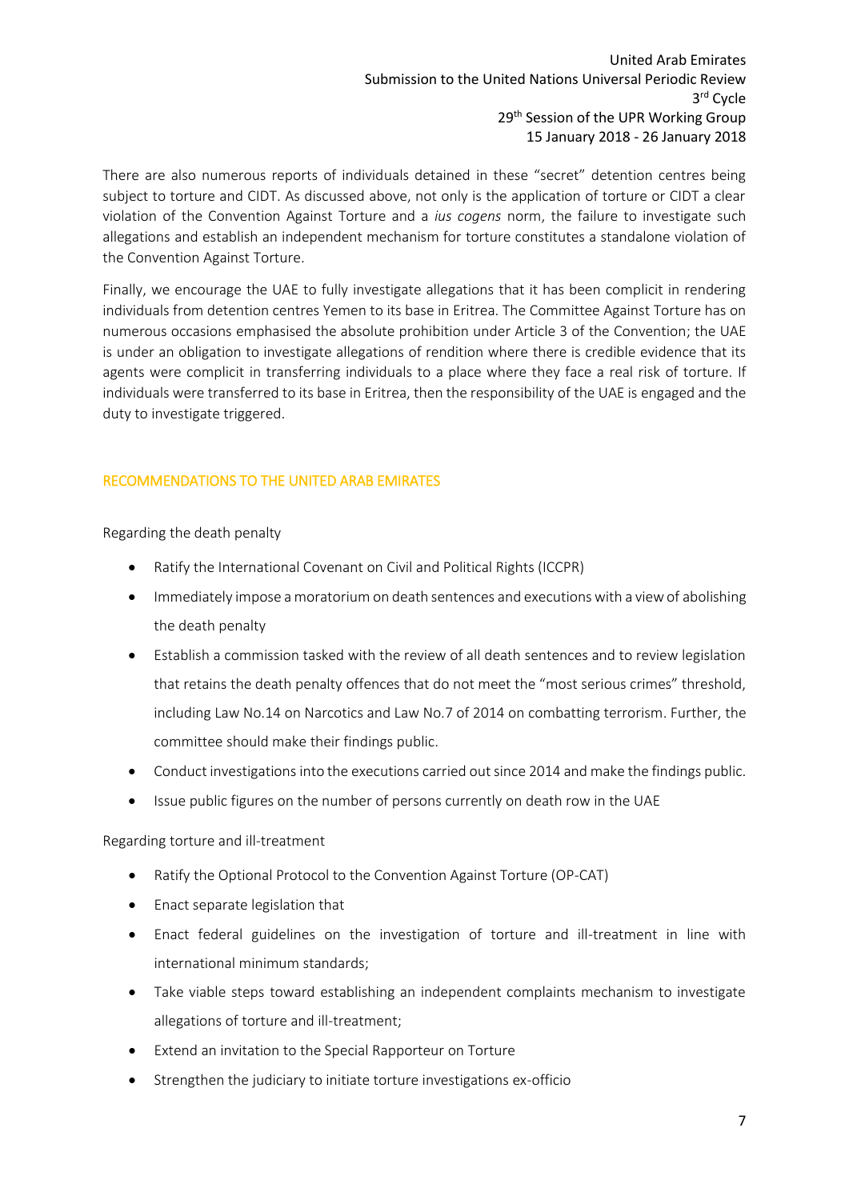There are also numerous reports of individuals detained in these "secret" detention centres being subject to torture and CIDT. As discussed above, not only is the application of torture or CIDT a clear violation of the Convention Against Torture and a *ius cogens* norm, the failure to investigate such allegations and establish an independent mechanism for torture constitutes a standalone violation of the Convention Against Torture.

Finally, we encourage the UAE to fully investigate allegations that it has been complicit in rendering individuals from detention centres Yemen to its base in Eritrea. The Committee Against Torture has on numerous occasions emphasised the absolute prohibition under Article 3 of the Convention; the UAE is under an obligation to investigate allegations of rendition where there is credible evidence that its agents were complicit in transferring individuals to a place where they face a real risk of torture. If individuals were transferred to its base in Eritrea, then the responsibility of the UAE is engaged and the duty to investigate triggered.

## RECOMMENDATIONS TO THE UNITED ARAB EMIRATES

Regarding the death penalty

- Ratify the International Covenant on Civil and Political Rights (ICCPR)
- Immediately impose a moratorium on death sentences and executions with a view of abolishing the death penalty
- Establish a commission tasked with the review of all death sentences and to review legislation that retains the death penalty offences that do not meet the "most serious crimes" threshold, including Law No.14 on Narcotics and Law No.7 of 2014 on combatting terrorism. Further, the committee should make their findings public.
- Conduct investigations into the executions carried out since 2014 and make the findings public.
- Issue public figures on the number of persons currently on death row in the UAE

Regarding torture and ill-treatment

- Ratify the Optional Protocol to the Convention Against Torture (OP-CAT)
- Enact separate legislation that
- Enact federal guidelines on the investigation of torture and ill-treatment in line with international minimum standards;
- Take viable steps toward establishing an independent complaints mechanism to investigate allegations of torture and ill-treatment;
- Extend an invitation to the Special Rapporteur on Torture
- Strengthen the judiciary to initiate torture investigations ex-officio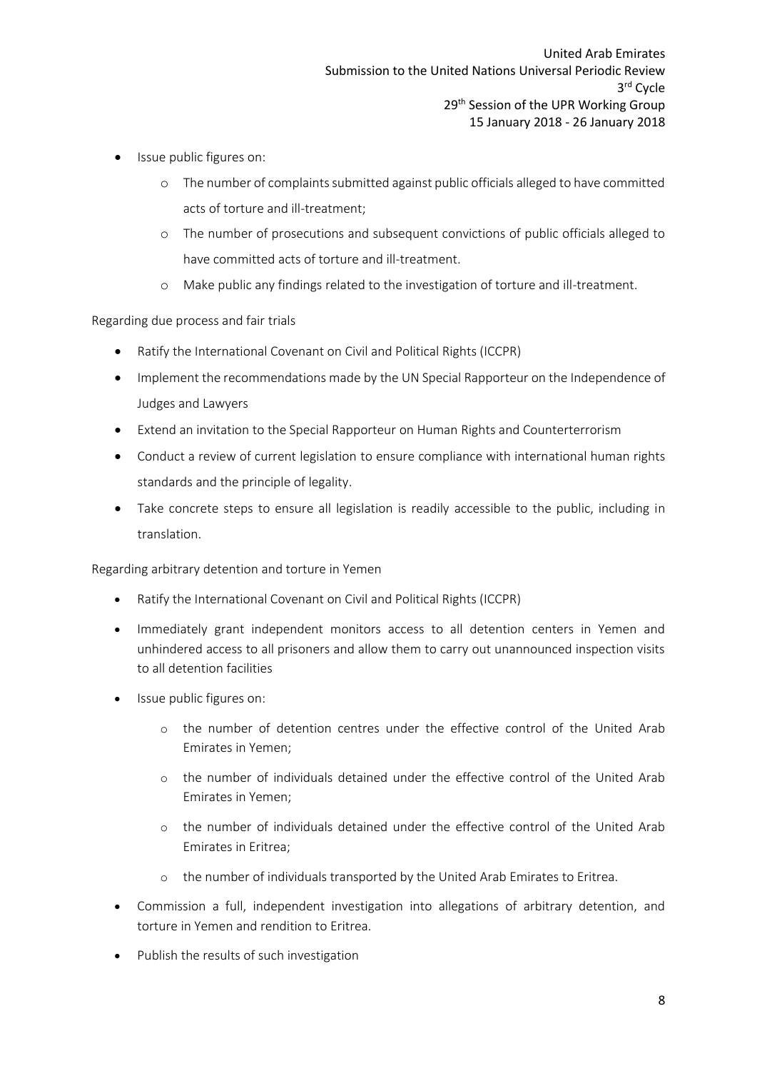- Issue public figures on:
    - The number of complaints submitted against public officials alleged to have committed acts of torture and ill-treatment;
    - The number of prosecutions and subsequent convictions of public officials alleged to have committed acts of torture and ill-treatment.
    - Make public any findings related to the investigation of torture and ill-treatment.

Regarding due process and fair trials

- Ratify the International Covenant on Civil and Political Rights (ICCPR)
- Implement the recommendations made by the UN Special Rapporteur on the Independence of Judges and Lawyers
- Extend an invitation to the Special Rapporteur on Human Rights and Counterterrorism
- Conduct a review of current legislation to ensure compliance with international human rights standards and the principle of legality.
- Take concrete steps to ensure all legislation is readily accessible to the public, including in translation.

Regarding arbitrary detention and torture in Yemen

- Ratify the International Covenant on Civil and Political Rights (ICCPR)
- Immediately grant independent monitors access to all detention centers in Yemen and unhindered access to all prisoners and allow them to carry out unannounced inspection visits to all detention facilities
- Issue public figures on:
    - the number of detention centres under the effective control of the United Arab Emirates in Yemen;
    - the number of individuals detained under the effective control of the United Arab Emirates in Yemen;
    - the number of individuals detained under the effective control of the United Arab Emirates in Eritrea;
    - the number of individuals transported by the United Arab Emirates to Eritrea.
- Commission a full, independent investigation into allegations of arbitrary detention, and torture in Yemen and rendition to Eritrea.
- Publish the results of such investigation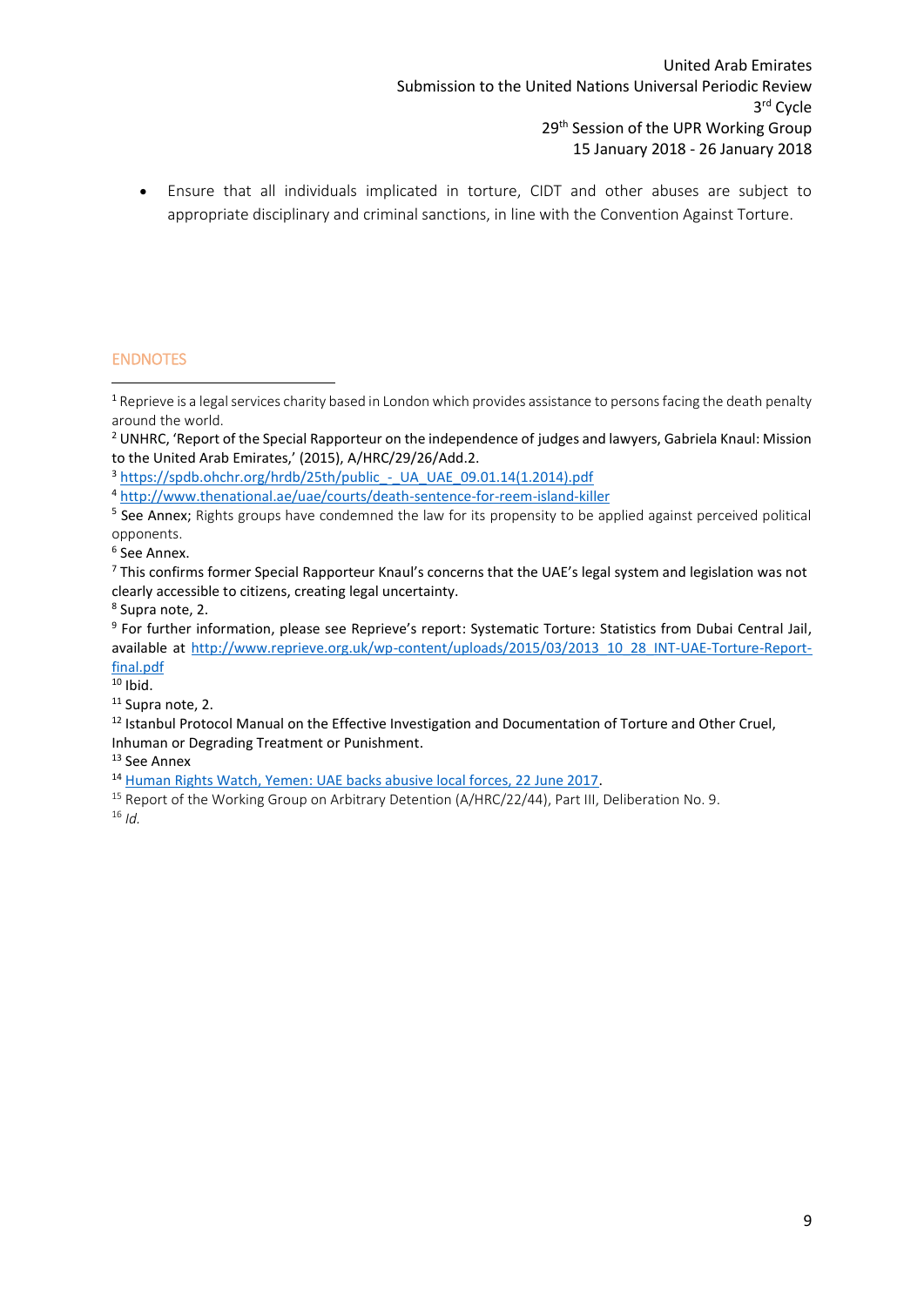- Ensure that all individuals implicated in torture, CIDT and other abuses are subject to appropriate disciplinary and criminal sanctions, in line with the Convention Against Torture.

## ENDNOTES

[1] Reprieve is a legal services charity based in London which provides assistance to persons facing the death penalty around the world.

[2] UNHRC, 'Report of the Special Rapporteur on the independence of judges and lawyers, Gabriela Knaul: Mission to the United Arab Emirates,' (2015), A/HRC/29/26/Add.2.

[3] https://spdb.ohchr.org/hrdb/25th/public_-_UA_UAE_09.01.14(1.2014).pdf

[4] http://www.thenational.ae/uae/courts/death-sentence-for-reem-island-killer

[5] See Annex; Rights groups have condemned the law for its propensity to be applied against perceived political opponents.

[6] See Annex.

[7] This confirms former Special Rapporteur Knaul's concerns that the UAE's legal system and legislation was not clearly accessible to citizens, creating legal uncertainty.

[8] Supra note, 2.

[9] For further information, please see Reprieve's report: Systematic Torture: Statistics from Dubai Central Jail, available at http://www.reprieve.org.uk/wp-content/uploads/2015/03/2013_10_28_INT-UAE-Torture-Report-final.pdf

[10] Ibid.

[11] Supra note, 2.

[12] Istanbul Protocol Manual on the Effective Investigation and Documentation of Torture and Other Cruel, Inhuman or Degrading Treatment or Punishment.

[13] See Annex

[14] Human Rights Watch, Yemen: UAE backs abusive local forces, 22 June 2017.

[15] Report of the Working Group on Arbitrary Detention (A/HRC/22/44), Part III, Deliberation No. 9.

[16] *Id.*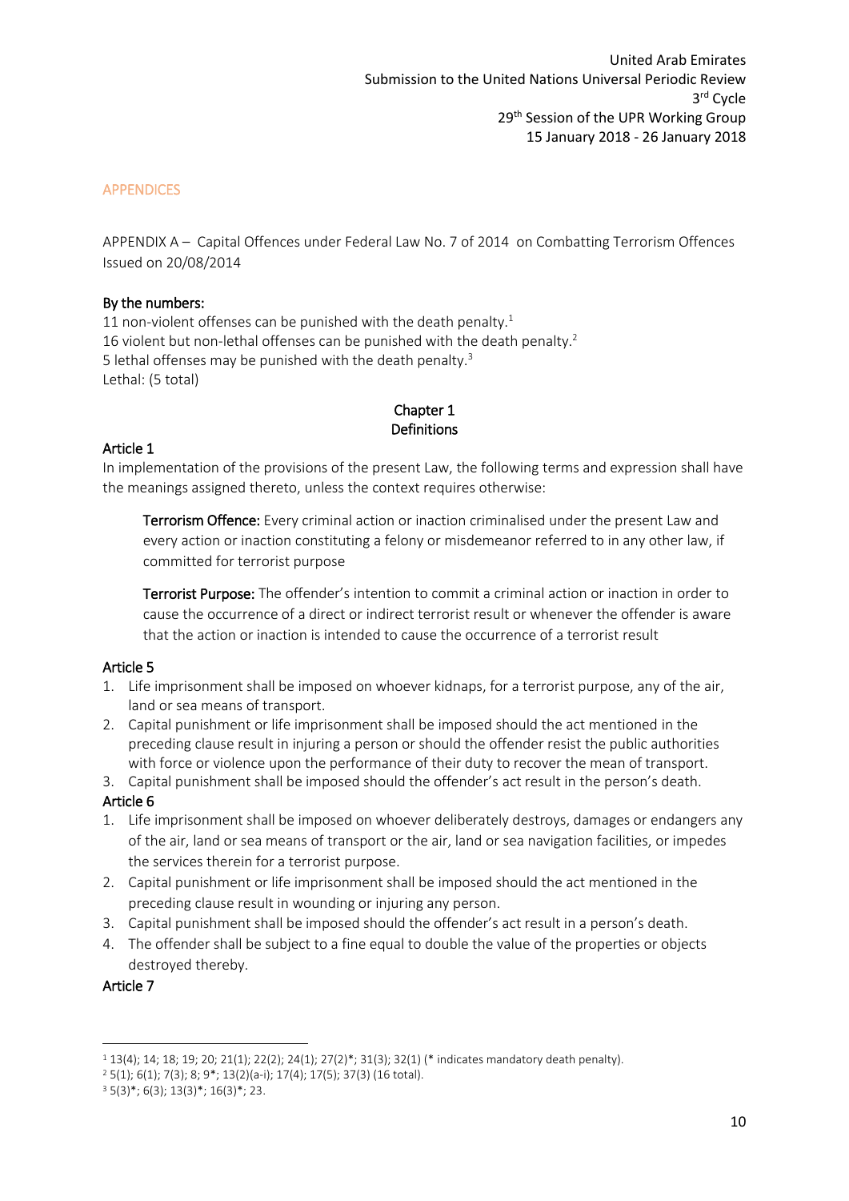## APPENDICES

APPENDIX A – Capital Offences under Federal Law No. 7 of 2014 on Combatting Terrorism Offences Issued on 20/08/2014

**By the numbers:**

11 non-violent offenses can be punished with the death penalty.[1]
16 violent but non-lethal offenses can be punished with the death penalty.[2]
5 lethal offenses may be punished with the death penalty.[3]
Lethal: (5 total)

### Chapter 1
### Definitions

**Article 1**

In implementation of the provisions of the present Law, the following terms and expression shall have the meanings assigned thereto, unless the context requires otherwise:

> **Terrorism Offence:** Every criminal action or inaction criminalised under the present Law and every action or inaction constituting a felony or misdemeanor referred to in any other law, if committed for terrorist purpose
>
> **Terrorist Purpose:** The offender's intention to commit a criminal action or inaction in order to cause the occurrence of a direct or indirect terrorist result or whenever the offender is aware that the action or inaction is intended to cause the occurrence of a terrorist result

**Article 5**

1. Life imprisonment shall be imposed on whoever kidnaps, for a terrorist purpose, any of the air, land or sea means of transport.
2. Capital punishment or life imprisonment shall be imposed should the act mentioned in the preceding clause result in injuring a person or should the offender resist the public authorities with force or violence upon the performance of their duty to recover the mean of transport.
3. Capital punishment shall be imposed should the offender's act result in the person's death.

**Article 6**

1. Life imprisonment shall be imposed on whoever deliberately destroys, damages or endangers any of the air, land or sea means of transport or the air, land or sea navigation facilities, or impedes the services therein for a terrorist purpose.
2. Capital punishment or life imprisonment shall be imposed should the act mentioned in the preceding clause result in wounding or injuring any person.
3. Capital punishment shall be imposed should the offender's act result in a person's death.
4. The offender shall be subject to a fine equal to double the value of the properties or objects destroyed thereby.

**Article 7**

---

[1] 13(4); 14; 18; 19; 20; 21(1); 22(2); 24(1); 27(2)*; 31(3); 32(1) (* indicates mandatory death penalty).

[2] 5(1); 6(1); 7(3); 8; 9*; 13(2)(a-i); 17(4); 17(5); 37(3) (16 total).

[3] 5(3)*; 6(3); 13(3)*; 16(3)*; 23.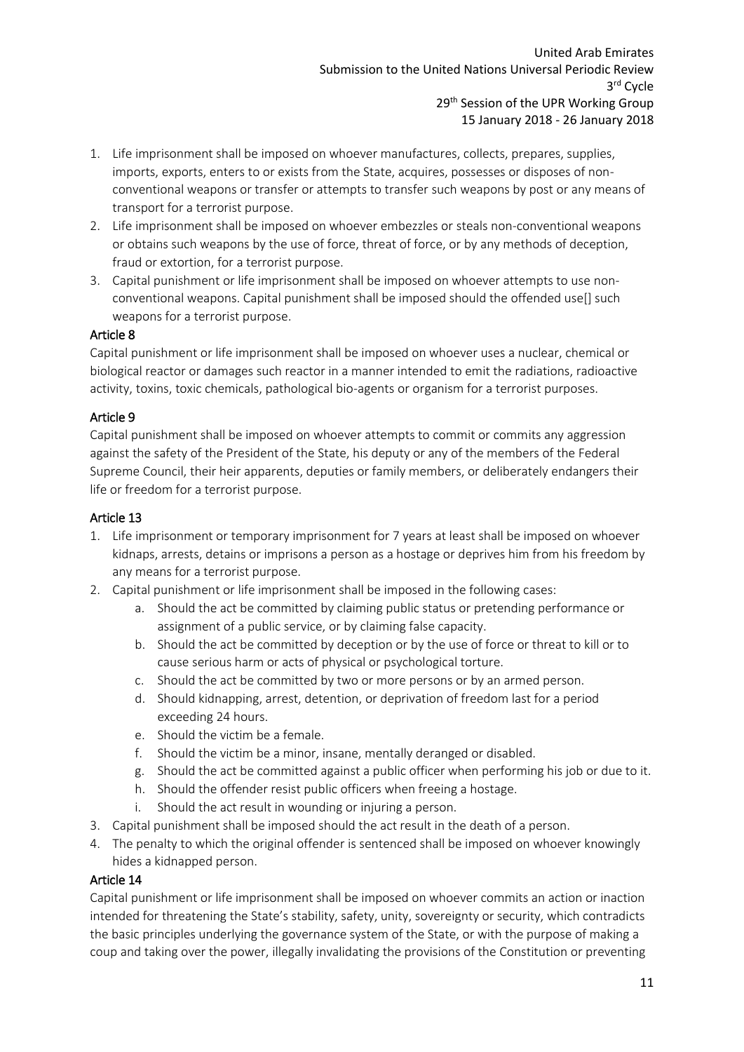1. Life imprisonment shall be imposed on whoever manufactures, collects, prepares, supplies, imports, exports, enters to or exists from the State, acquires, possesses or disposes of non-conventional weapons or transfer or attempts to transfer such weapons by post or any means of transport for a terrorist purpose.
2. Life imprisonment shall be imposed on whoever embezzles or steals non-conventional weapons or obtains such weapons by the use of force, threat of force, or by any methods of deception, fraud or extortion, for a terrorist purpose.
3. Capital punishment or life imprisonment shall be imposed on whoever attempts to use non-conventional weapons. Capital punishment shall be imposed should the offended use[] such weapons for a terrorist purpose.

### Article 8

Capital punishment or life imprisonment shall be imposed on whoever uses a nuclear, chemical or biological reactor or damages such reactor in a manner intended to emit the radiations, radioactive activity, toxins, toxic chemicals, pathological bio-agents or organism for a terrorist purposes.

### Article 9

Capital punishment shall be imposed on whoever attempts to commit or commits any aggression against the safety of the President of the State, his deputy or any of the members of the Federal Supreme Council, their heir apparents, deputies or family members, or deliberately endangers their life or freedom for a terrorist purpose.

### Article 13

1. Life imprisonment or temporary imprisonment for 7 years at least shall be imposed on whoever kidnaps, arrests, detains or imprisons a person as a hostage or deprives him from his freedom by any means for a terrorist purpose.
2. Capital punishment or life imprisonment shall be imposed in the following cases:
   a. Should the act be committed by claiming public status or pretending performance or assignment of a public service, or by claiming false capacity.
   b. Should the act be committed by deception or by the use of force or threat to kill or to cause serious harm or acts of physical or psychological torture.
   c. Should the act be committed by two or more persons or by an armed person.
   d. Should kidnapping, arrest, detention, or deprivation of freedom last for a period exceeding 24 hours.
   e. Should the victim be a female.
   f. Should the victim be a minor, insane, mentally deranged or disabled.
   g. Should the act be committed against a public officer when performing his job or due to it.
   h. Should the offender resist public officers when freeing a hostage.
   i. Should the act result in wounding or injuring a person.
3. Capital punishment shall be imposed should the act result in the death of a person.
4. The penalty to which the original offender is sentenced shall be imposed on whoever knowingly hides a kidnapped person.

### Article 14

Capital punishment or life imprisonment shall be imposed on whoever commits an action or inaction intended for threatening the State's stability, safety, unity, sovereignty or security, which contradicts the basic principles underlying the governance system of the State, or with the purpose of making a coup and taking over the power, illegally invalidating the provisions of the Constitution or preventing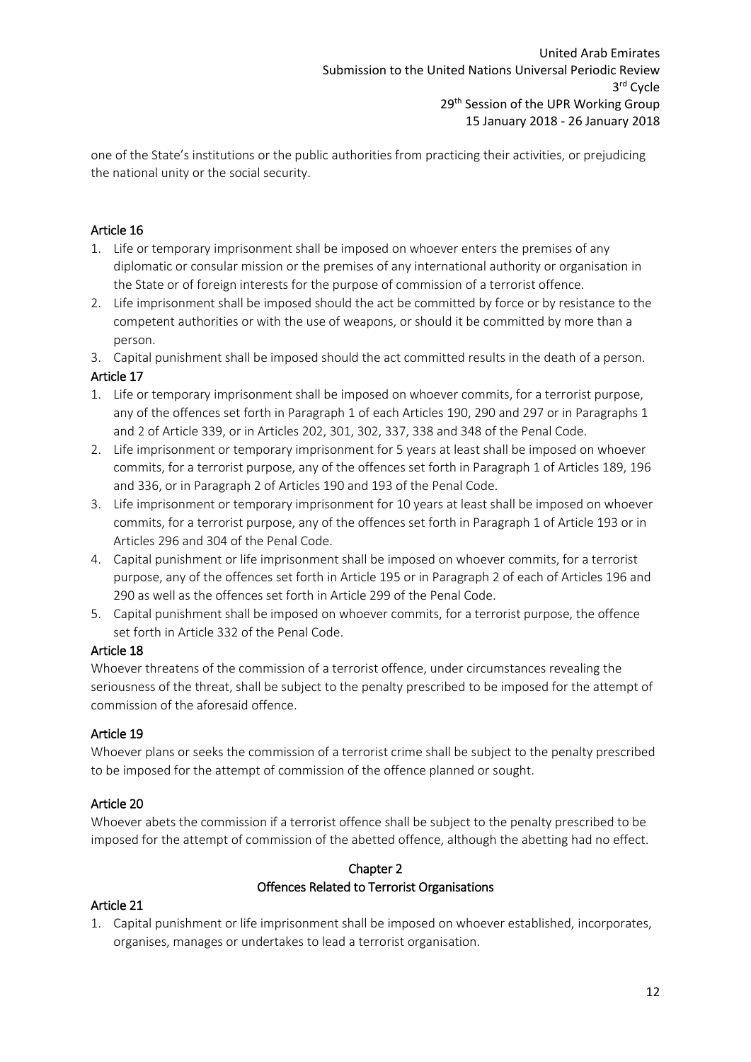one of the State's institutions or the public authorities from practicing their activities, or prejudicing the national unity or the social security.

### Article 16

1. Life or temporary imprisonment shall be imposed on whoever enters the premises of any diplomatic or consular mission or the premises of any international authority or organisation in the State or of foreign interests for the purpose of commission of a terrorist offence.
2. Life imprisonment shall be imposed should the act be committed by force or by resistance to the competent authorities or with the use of weapons, or should it be committed by more than a person.
3. Capital punishment shall be imposed should the act committed results in the death of a person.

### Article 17

1. Life or temporary imprisonment shall be imposed on whoever commits, for a terrorist purpose, any of the offences set forth in Paragraph 1 of each Articles 190, 290 and 297 or in Paragraphs 1 and 2 of Article 339, or in Articles 202, 301, 302, 337, 338 and 348 of the Penal Code.
2. Life imprisonment or temporary imprisonment for 5 years at least shall be imposed on whoever commits, for a terrorist purpose, any of the offences set forth in Paragraph 1 of Articles 189, 196 and 336, or in Paragraph 2 of Articles 190 and 193 of the Penal Code.
3. Life imprisonment or temporary imprisonment for 10 years at least shall be imposed on whoever commits, for a terrorist purpose, any of the offences set forth in Paragraph 1 of Article 193 or in Articles 296 and 304 of the Penal Code.
4. Capital punishment or life imprisonment shall be imposed on whoever commits, for a terrorist purpose, any of the offences set forth in Article 195 or in Paragraph 2 of each of Articles 196 and 290 as well as the offences set forth in Article 299 of the Penal Code.
5. Capital punishment shall be imposed on whoever commits, for a terrorist purpose, the offence set forth in Article 332 of the Penal Code.

### Article 18

Whoever threatens of the commission of a terrorist offence, under circumstances revealing the seriousness of the threat, shall be subject to the penalty prescribed to be imposed for the attempt of commission of the aforesaid offence.

### Article 19

Whoever plans or seeks the commission of a terrorist crime shall be subject to the penalty prescribed to be imposed for the attempt of commission of the offence planned or sought.

### Article 20

Whoever abets the commission if a terrorist offence shall be subject to the penalty prescribed to be imposed for the attempt of commission of the abetted offence, although the abetting had no effect.

## Chapter 2
## Offences Related to Terrorist Organisations

### Article 21

1. Capital punishment or life imprisonment shall be imposed on whoever established, incorporates, organises, manages or undertakes to lead a terrorist organisation.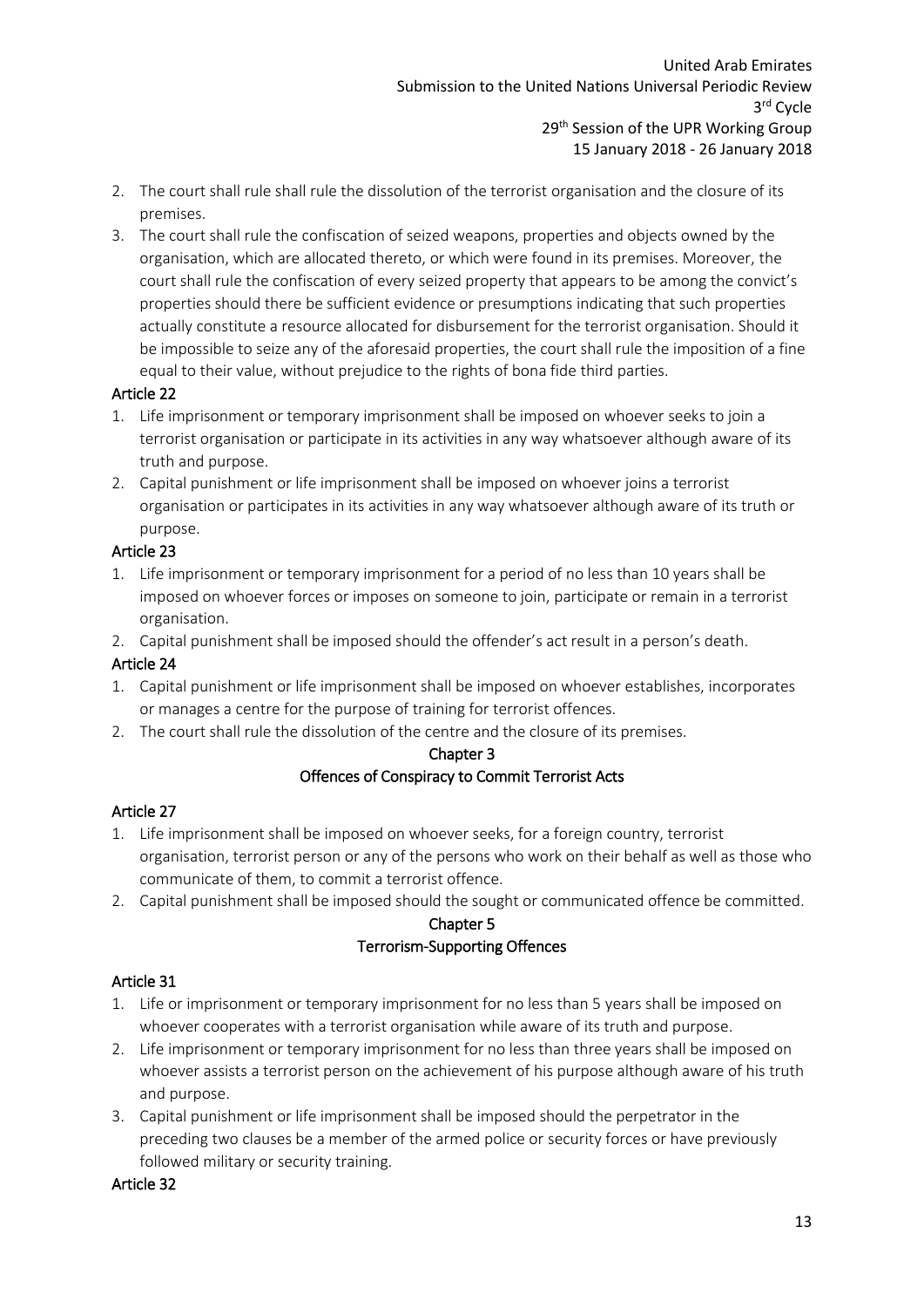2. The court shall rule shall rule the dissolution of the terrorist organisation and the closure of its premises.
3. The court shall rule the confiscation of seized weapons, properties and objects owned by the organisation, which are allocated thereto, or which were found in its premises. Moreover, the court shall rule the confiscation of every seized property that appears to be among the convict's properties should there be sufficient evidence or presumptions indicating that such properties actually constitute a resource allocated for disbursement for the terrorist organisation. Should it be impossible to seize any of the aforesaid properties, the court shall rule the imposition of a fine equal to their value, without prejudice to the rights of bona fide third parties.

### Article 22

1. Life imprisonment or temporary imprisonment shall be imposed on whoever seeks to join a terrorist organisation or participate in its activities in any way whatsoever although aware of its truth and purpose.
2. Capital punishment or life imprisonment shall be imposed on whoever joins a terrorist organisation or participates in its activities in any way whatsoever although aware of its truth or purpose.

### Article 23

1. Life imprisonment or temporary imprisonment for a period of no less than 10 years shall be imposed on whoever forces or imposes on someone to join, participate or remain in a terrorist organisation.
2. Capital punishment shall be imposed should the offender's act result in a person's death.

### Article 24

1. Capital punishment or life imprisonment shall be imposed on whoever establishes, incorporates or manages a centre for the purpose of training for terrorist offences.
2. The court shall rule the dissolution of the centre and the closure of its premises.

## Chapter 3
## Offences of Conspiracy to Commit Terrorist Acts

### Article 27

1. Life imprisonment shall be imposed on whoever seeks, for a foreign country, terrorist organisation, terrorist person or any of the persons who work on their behalf as well as those who communicate of them, to commit a terrorist offence.
2. Capital punishment shall be imposed should the sought or communicated offence be committed.

## Chapter 5
## Terrorism-Supporting Offences

### Article 31

1. Life or imprisonment or temporary imprisonment for no less than 5 years shall be imposed on whoever cooperates with a terrorist organisation while aware of its truth and purpose.
2. Life imprisonment or temporary imprisonment for no less than three years shall be imposed on whoever assists a terrorist person on the achievement of his purpose although aware of his truth and purpose.
3. Capital punishment or life imprisonment shall be imposed should the perpetrator in the preceding two clauses be a member of the armed police or security forces or have previously followed military or security training.

### Article 32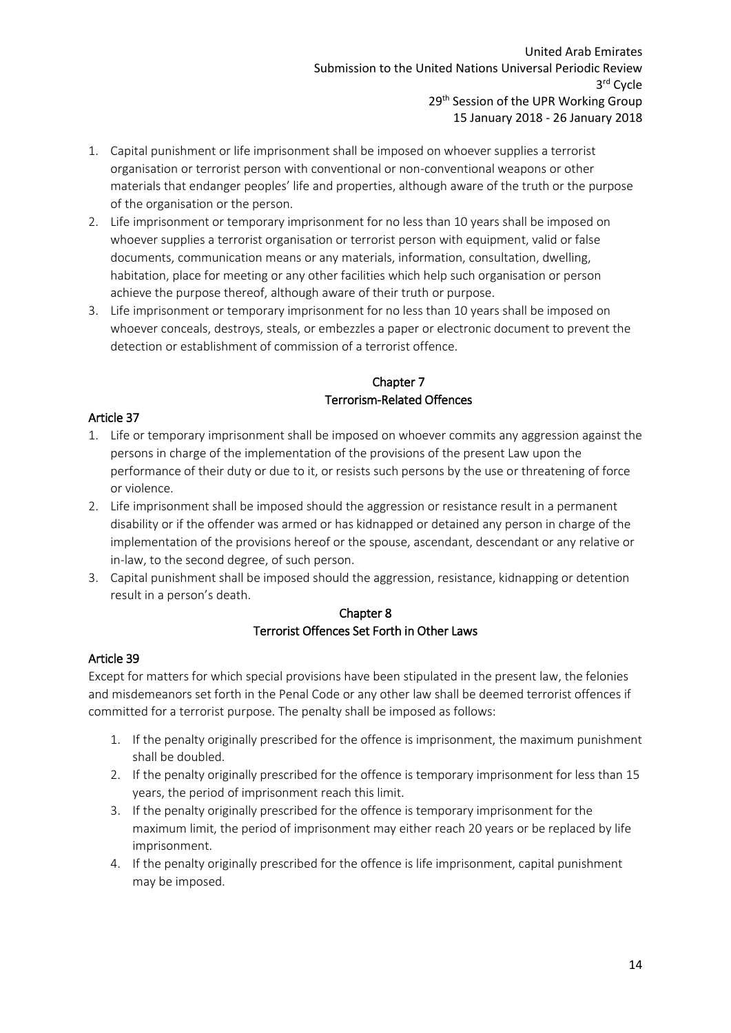1. Capital punishment or life imprisonment shall be imposed on whoever supplies a terrorist organisation or terrorist person with conventional or non-conventional weapons or other materials that endanger peoples' life and properties, although aware of the truth or the purpose of the organisation or the person.
2. Life imprisonment or temporary imprisonment for no less than 10 years shall be imposed on whoever supplies a terrorist organisation or terrorist person with equipment, valid or false documents, communication means or any materials, information, consultation, dwelling, habitation, place for meeting or any other facilities which help such organisation or person achieve the purpose thereof, although aware of their truth or purpose.
3. Life imprisonment or temporary imprisonment for no less than 10 years shall be imposed on whoever conceals, destroys, steals, or embezzles a paper or electronic document to prevent the detection or establishment of commission of a terrorist offence.

## Chapter 7
## Terrorism-Related Offences

### Article 37

1. Life or temporary imprisonment shall be imposed on whoever commits any aggression against the persons in charge of the implementation of the provisions of the present Law upon the performance of their duty or due to it, or resists such persons by the use or threatening of force or violence.
2. Life imprisonment shall be imposed should the aggression or resistance result in a permanent disability or if the offender was armed or has kidnapped or detained any person in charge of the implementation of the provisions hereof or the spouse, ascendant, descendant or any relative or in-law, to the second degree, of such person.
3. Capital punishment shall be imposed should the aggression, resistance, kidnapping or detention result in a person's death.

## Chapter 8
## Terrorist Offences Set Forth in Other Laws

### Article 39

Except for matters for which special provisions have been stipulated in the present law, the felonies and misdemeanors set forth in the Penal Code or any other law shall be deemed terrorist offences if committed for a terrorist purpose. The penalty shall be imposed as follows:

1. If the penalty originally prescribed for the offence is imprisonment, the maximum punishment shall be doubled.
2. If the penalty originally prescribed for the offence is temporary imprisonment for less than 15 years, the period of imprisonment reach this limit.
3. If the penalty originally prescribed for the offence is temporary imprisonment for the maximum limit, the period of imprisonment may either reach 20 years or be replaced by life imprisonment.
4. If the penalty originally prescribed for the offence is life imprisonment, capital punishment may be imposed.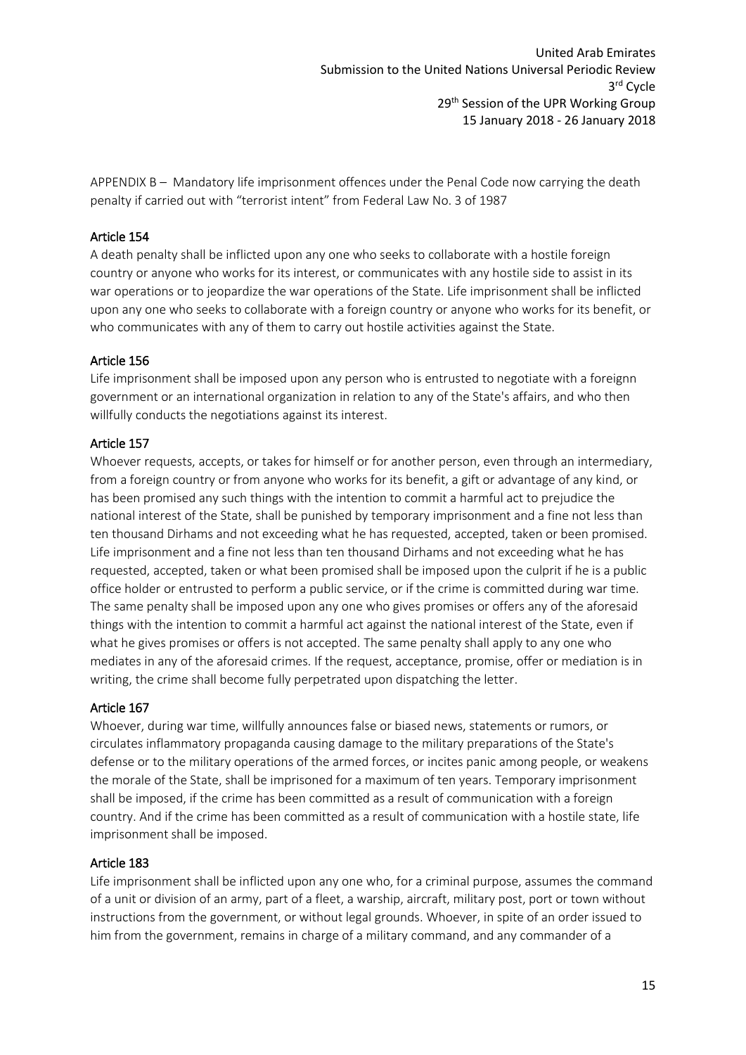APPENDIX B – Mandatory life imprisonment offences under the Penal Code now carrying the death penalty if carried out with "terrorist intent" from Federal Law No. 3 of 1987

### Article 154

A death penalty shall be inflicted upon any one who seeks to collaborate with a hostile foreign country or anyone who works for its interest, or communicates with any hostile side to assist in its war operations or to jeopardize the war operations of the State. Life imprisonment shall be inflicted upon any one who seeks to collaborate with a foreign country or anyone who works for its benefit, or who communicates with any of them to carry out hostile activities against the State.

### Article 156

Life imprisonment shall be imposed upon any person who is entrusted to negotiate with a foreignn government or an international organization in relation to any of the State's affairs, and who then willfully conducts the negotiations against its interest.

### Article 157

Whoever requests, accepts, or takes for himself or for another person, even through an intermediary, from a foreign country or from anyone who works for its benefit, a gift or advantage of any kind, or has been promised any such things with the intention to commit a harmful act to prejudice the national interest of the State, shall be punished by temporary imprisonment and a fine not less than ten thousand Dirhams and not exceeding what he has requested, accepted, taken or been promised. Life imprisonment and a fine not less than ten thousand Dirhams and not exceeding what he has requested, accepted, taken or what been promised shall be imposed upon the culprit if he is a public office holder or entrusted to perform a public service, or if the crime is committed during war time. The same penalty shall be imposed upon any one who gives promises or offers any of the aforesaid things with the intention to commit a harmful act against the national interest of the State, even if what he gives promises or offers is not accepted. The same penalty shall apply to any one who mediates in any of the aforesaid crimes. If the request, acceptance, promise, offer or mediation is in writing, the crime shall become fully perpetrated upon dispatching the letter.

### Article 167

Whoever, during war time, willfully announces false or biased news, statements or rumors, or circulates inflammatory propaganda causing damage to the military preparations of the State's defense or to the military operations of the armed forces, or incites panic among people, or weakens the morale of the State, shall be imprisoned for a maximum of ten years. Temporary imprisonment shall be imposed, if the crime has been committed as a result of communication with a foreign country. And if the crime has been committed as a result of communication with a hostile state, life imprisonment shall be imposed.

### Article 183

Life imprisonment shall be inflicted upon any one who, for a criminal purpose, assumes the command of a unit or division of an army, part of a fleet, a warship, aircraft, military post, port or town without instructions from the government, or without legal grounds. Whoever, in spite of an order issued to him from the government, remains in charge of a military command, and any commander of a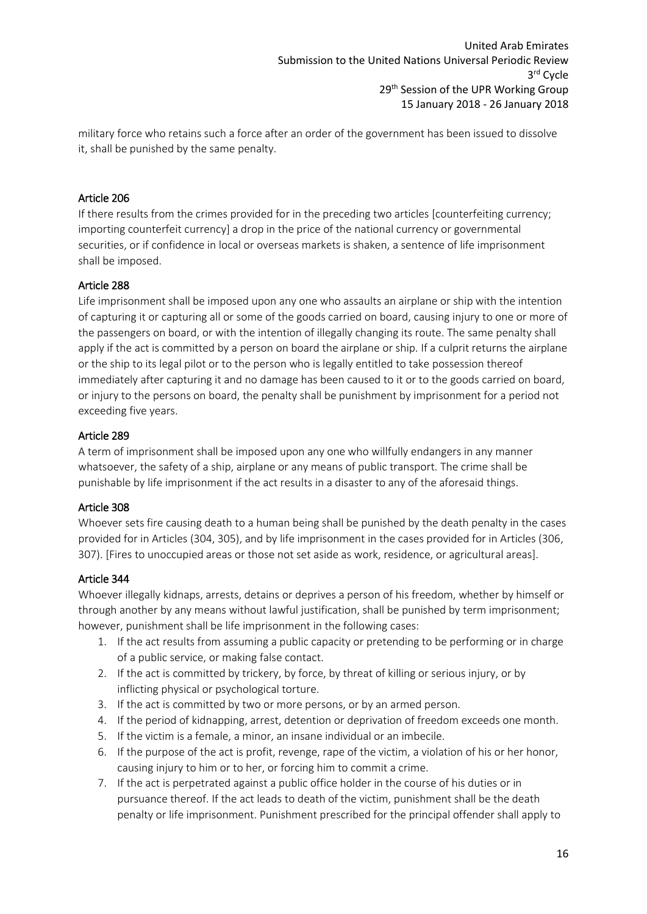military force who retains such a force after an order of the government has been issued to dissolve it, shall be punished by the same penalty.

### Article 206

If there results from the crimes provided for in the preceding two articles [counterfeiting currency; importing counterfeit currency] a drop in the price of the national currency or governmental securities, or if confidence in local or overseas markets is shaken, a sentence of life imprisonment shall be imposed.

### Article 288

Life imprisonment shall be imposed upon any one who assaults an airplane or ship with the intention of capturing it or capturing all or some of the goods carried on board, causing injury to one or more of the passengers on board, or with the intention of illegally changing its route. The same penalty shall apply if the act is committed by a person on board the airplane or ship. If a culprit returns the airplane or the ship to its legal pilot or to the person who is legally entitled to take possession thereof immediately after capturing it and no damage has been caused to it or to the goods carried on board, or injury to the persons on board, the penalty shall be punishment by imprisonment for a period not exceeding five years.

### Article 289

A term of imprisonment shall be imposed upon any one who willfully endangers in any manner whatsoever, the safety of a ship, airplane or any means of public transport. The crime shall be punishable by life imprisonment if the act results in a disaster to any of the aforesaid things.

### Article 308

Whoever sets fire causing death to a human being shall be punished by the death penalty in the cases provided for in Articles (304, 305), and by life imprisonment in the cases provided for in Articles (306, 307). [Fires to unoccupied areas or those not set aside as work, residence, or agricultural areas].

### Article 344

Whoever illegally kidnaps, arrests, detains or deprives a person of his freedom, whether by himself or through another by any means without lawful justification, shall be punished by term imprisonment; however, punishment shall be life imprisonment in the following cases:

1. If the act results from assuming a public capacity or pretending to be performing or in charge of a public service, or making false contact.
2. If the act is committed by trickery, by force, by threat of killing or serious injury, or by inflicting physical or psychological torture.
3. If the act is committed by two or more persons, or by an armed person.
4. If the period of kidnapping, arrest, detention or deprivation of freedom exceeds one month.
5. If the victim is a female, a minor, an insane individual or an imbecile.
6. If the purpose of the act is profit, revenge, rape of the victim, a violation of his or her honor, causing injury to him or to her, or forcing him to commit a crime.
7. If the act is perpetrated against a public office holder in the course of his duties or in pursuance thereof. If the act leads to death of the victim, punishment shall be the death penalty or life imprisonment. Punishment prescribed for the principal offender shall apply to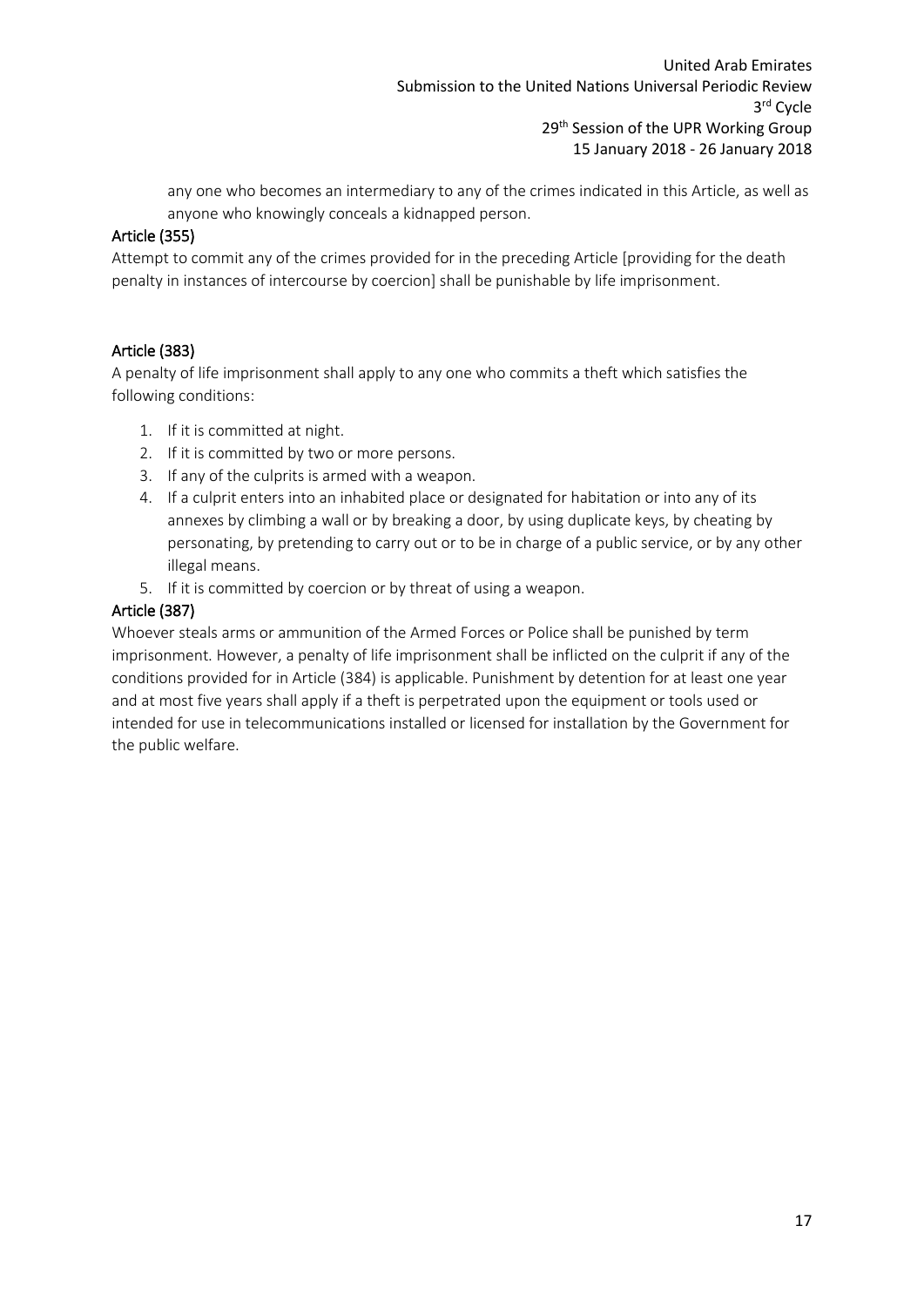any one who becomes an intermediary to any of the crimes indicated in this Article, as well as anyone who knowingly conceals a kidnapped person.

### Article (355)

Attempt to commit any of the crimes provided for in the preceding Article [providing for the death penalty in instances of intercourse by coercion] shall be punishable by life imprisonment.

### Article (383)

A penalty of life imprisonment shall apply to any one who commits a theft which satisfies the following conditions:

1. If it is committed at night.
2. If it is committed by two or more persons.
3. If any of the culprits is armed with a weapon.
4. If a culprit enters into an inhabited place or designated for habitation or into any of its annexes by climbing a wall or by breaking a door, by using duplicate keys, by cheating by personating, by pretending to carry out or to be in charge of a public service, or by any other illegal means.
5. If it is committed by coercion or by threat of using a weapon.

### Article (387)

Whoever steals arms or ammunition of the Armed Forces or Police shall be punished by term imprisonment. However, a penalty of life imprisonment shall be inflicted on the culprit if any of the conditions provided for in Article (384) is applicable. Punishment by detention for at least one year and at most five years shall apply if a theft is perpetrated upon the equipment or tools used or intended for use in telecommunications installed or licensed for installation by the Government for the public welfare.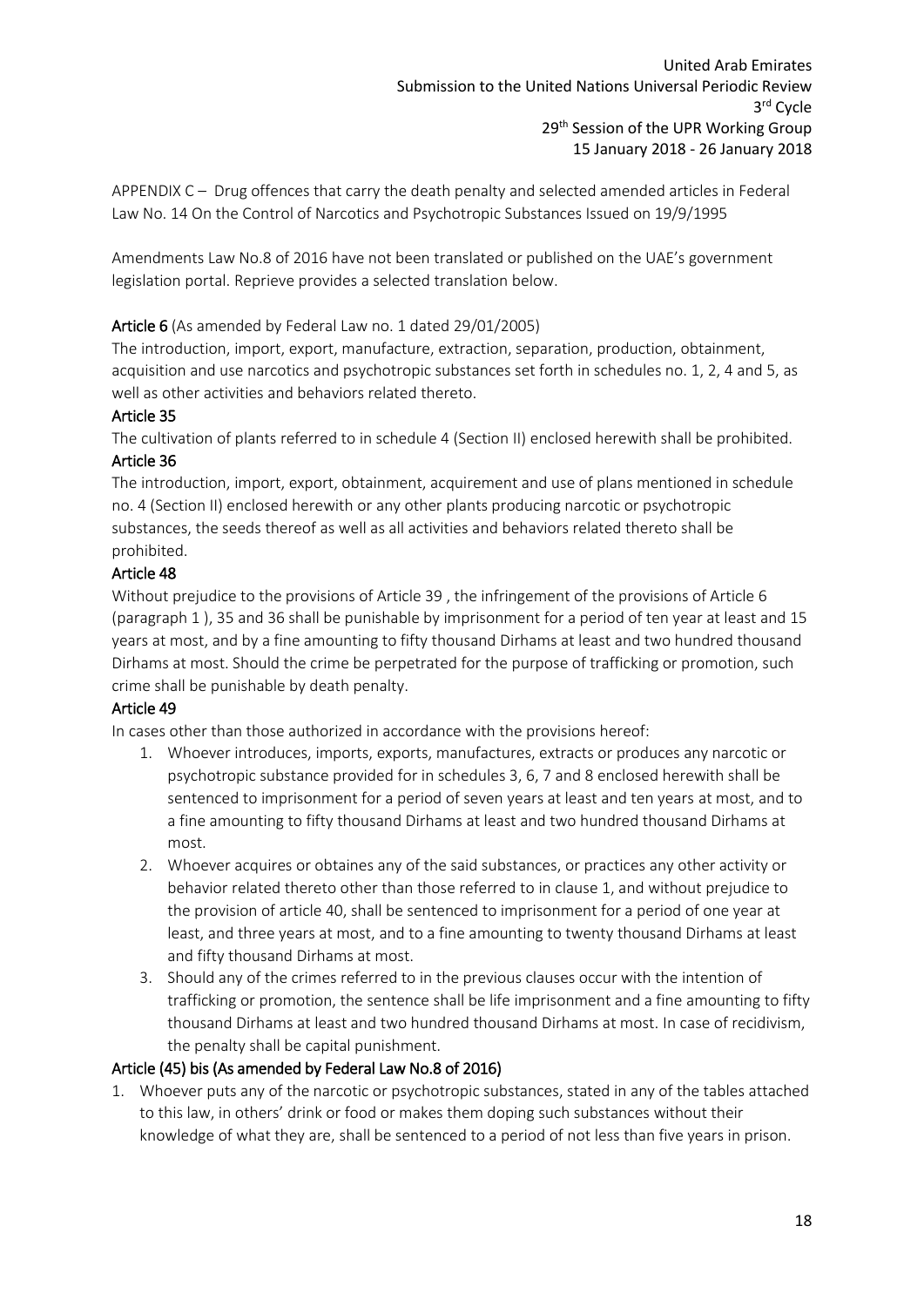APPENDIX C – Drug offences that carry the death penalty and selected amended articles in Federal Law No. 14 On the Control of Narcotics and Psychotropic Substances Issued on 19/9/1995

Amendments Law No.8 of 2016 have not been translated or published on the UAE's government legislation portal. Reprieve provides a selected translation below.

**Article 6** (As amended by Federal Law no. 1 dated 29/01/2005)

The introduction, import, export, manufacture, extraction, separation, production, obtainment, acquisition and use narcotics and psychotropic substances set forth in schedules no. 1, 2, 4 and 5, as well as other activities and behaviors related thereto.

**Article 35**

The cultivation of plants referred to in schedule 4 (Section II) enclosed herewith shall be prohibited.

**Article 36**

The introduction, import, export, obtainment, acquirement and use of plans mentioned in schedule no. 4 (Section II) enclosed herewith or any other plants producing narcotic or psychotropic substances, the seeds thereof as well as all activities and behaviors related thereto shall be prohibited.

**Article 48**

Without prejudice to the provisions of Article 39 , the infringement of the provisions of Article 6 (paragraph 1 ), 35 and 36 shall be punishable by imprisonment for a period of ten year at least and 15 years at most, and by a fine amounting to fifty thousand Dirhams at least and two hundred thousand Dirhams at most. Should the crime be perpetrated for the purpose of trafficking or promotion, such crime shall be punishable by death penalty.

**Article 49**

In cases other than those authorized in accordance with the provisions hereof:

1. Whoever introduces, imports, exports, manufactures, extracts or produces any narcotic or psychotropic substance provided for in schedules 3, 6, 7 and 8 enclosed herewith shall be sentenced to imprisonment for a period of seven years at least and ten years at most, and to a fine amounting to fifty thousand Dirhams at least and two hundred thousand Dirhams at most.
2. Whoever acquires or obtaines any of the said substances, or practices any other activity or behavior related thereto other than those referred to in clause 1, and without prejudice to the provision of article 40, shall be sentenced to imprisonment for a period of one year at least, and three years at most, and to a fine amounting to twenty thousand Dirhams at least and fifty thousand Dirhams at most.
3. Should any of the crimes referred to in the previous clauses occur with the intention of trafficking or promotion, the sentence shall be life imprisonment and a fine amounting to fifty thousand Dirhams at least and two hundred thousand Dirhams at most. In case of recidivism, the penalty shall be capital punishment.

**Article (45) bis (As amended by Federal Law No.8 of 2016)**

1. Whoever puts any of the narcotic or psychotropic substances, stated in any of the tables attached to this law, in others' drink or food or makes them doping such substances without their knowledge of what they are, shall be sentenced to a period of not less than five years in prison.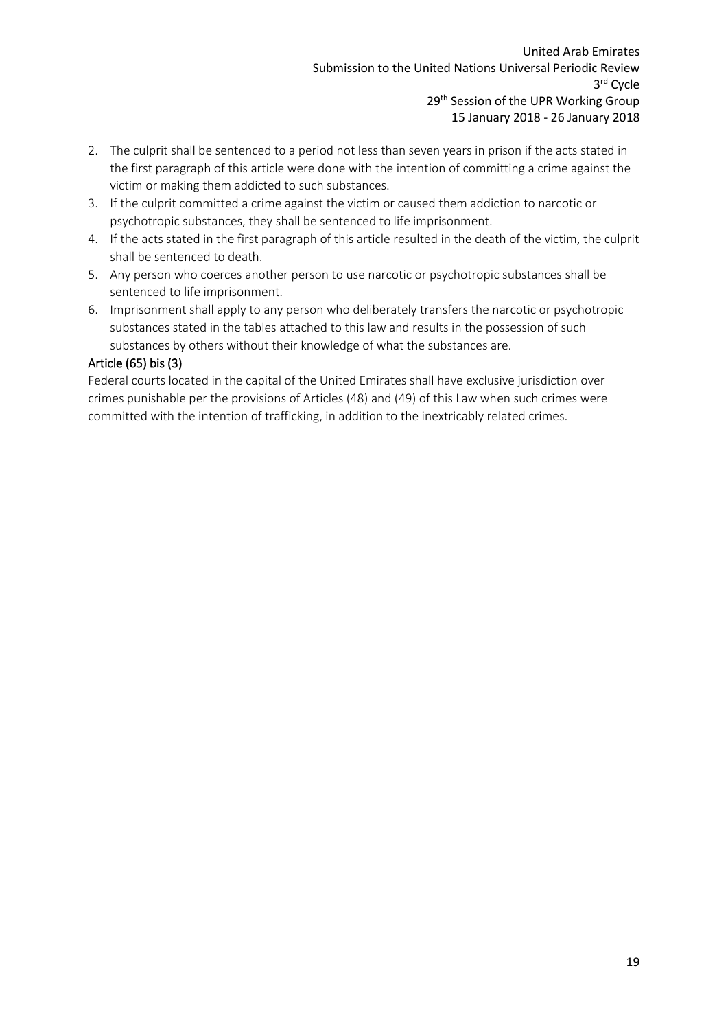2. The culprit shall be sentenced to a period not less than seven years in prison if the acts stated in the first paragraph of this article were done with the intention of committing a crime against the victim or making them addicted to such substances.
3. If the culprit committed a crime against the victim or caused them addiction to narcotic or psychotropic substances, they shall be sentenced to life imprisonment.
4. If the acts stated in the first paragraph of this article resulted in the death of the victim, the culprit shall be sentenced to death.
5. Any person who coerces another person to use narcotic or psychotropic substances shall be sentenced to life imprisonment.
6. Imprisonment shall apply to any person who deliberately transfers the narcotic or psychotropic substances stated in the tables attached to this law and results in the possession of such substances by others without their knowledge of what the substances are.

**Article (65) bis (3)**

Federal courts located in the capital of the United Emirates shall have exclusive jurisdiction over crimes punishable per the provisions of Articles (48) and (49) of this Law when such crimes were committed with the intention of trafficking, in addition to the inextricably related crimes.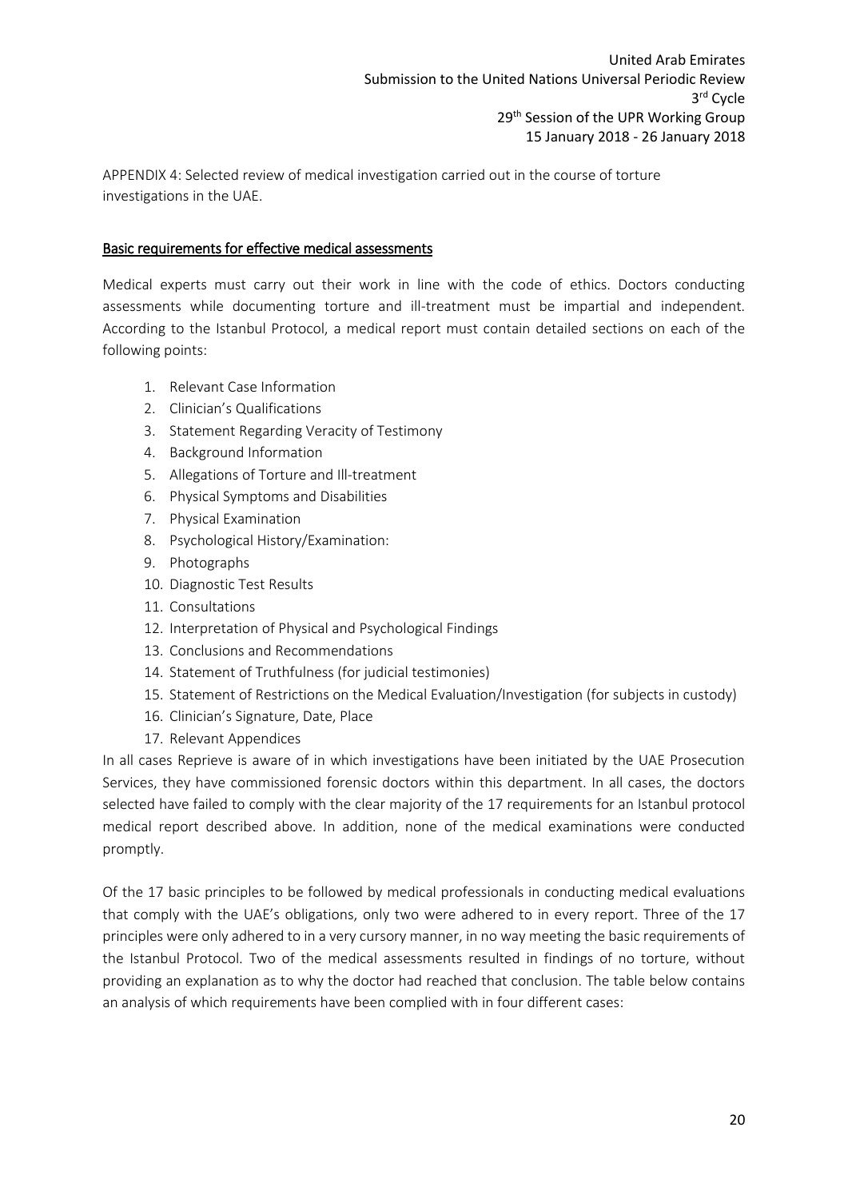APPENDIX 4: Selected review of medical investigation carried out in the course of torture investigations in the UAE.

## Basic requirements for effective medical assessments

Medical experts must carry out their work in line with the code of ethics. Doctors conducting assessments while documenting torture and ill-treatment must be impartial and independent. According to the Istanbul Protocol, a medical report must contain detailed sections on each of the following points:

1. Relevant Case Information
2. Clinician's Qualifications
3. Statement Regarding Veracity of Testimony
4. Background Information
5. Allegations of Torture and Ill-treatment
6. Physical Symptoms and Disabilities
7. Physical Examination
8. Psychological History/Examination:
9. Photographs
10. Diagnostic Test Results
11. Consultations
12. Interpretation of Physical and Psychological Findings
13. Conclusions and Recommendations
14. Statement of Truthfulness (for judicial testimonies)
15. Statement of Restrictions on the Medical Evaluation/Investigation (for subjects in custody)
16. Clinician's Signature, Date, Place
17. Relevant Appendices

In all cases Reprieve is aware of in which investigations have been initiated by the UAE Prosecution Services, they have commissioned forensic doctors within this department. In all cases, the doctors selected have failed to comply with the clear majority of the 17 requirements for an Istanbul protocol medical report described above. In addition, none of the medical examinations were conducted promptly.

Of the 17 basic principles to be followed by medical professionals in conducting medical evaluations that comply with the UAE's obligations, only two were adhered to in every report. Three of the 17 principles were only adhered to in a very cursory manner, in no way meeting the basic requirements of the Istanbul Protocol. Two of the medical assessments resulted in findings of no torture, without providing an explanation as to why the doctor had reached that conclusion. The table below contains an analysis of which requirements have been complied with in four different cases: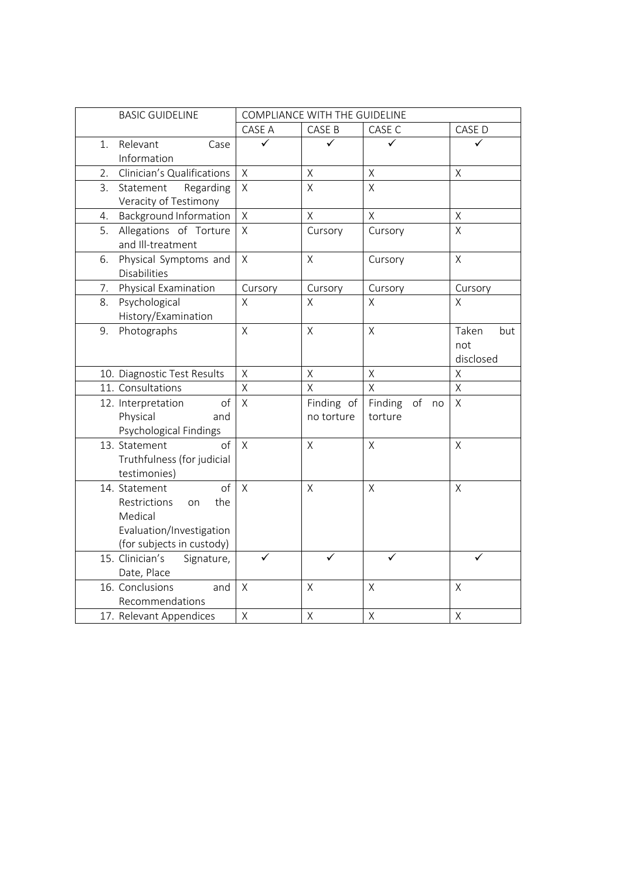| BASIC GUIDELINE | COMPLIANCE WITH THE GUIDELINE | | | |
|---|---|---|---|---|
| | CASE A | CASE B | CASE C | CASE D |
| 1. Relevant Case Information | ✓ | ✓ | ✓ | ✓ |
| 2. Clinician's Qualifications | X | X | X | X |
| 3. Statement Regarding Veracity of Testimony | X | X | X | |
| 4. Background Information | X | X | X | X |
| 5. Allegations of Torture and Ill-treatment | X | Cursory | Cursory | X |
| 6. Physical Symptoms and Disabilities | X | X | Cursory | X |
| 7. Physical Examination | Cursory | Cursory | Cursory | Cursory |
| 8. Psychological History/Examination | X | X | X | X |
| 9. Photographs | X | X | X | Taken but not disclosed |
| 10. Diagnostic Test Results | X | X | X | X |
| 11. Consultations | X | X | X | X |
| 12. Interpretation of Physical and Psychological Findings | X | Finding of no torture | Finding of no torture | X |
| 13. Statement of Truthfulness (for judicial testimonies) | X | X | X | X |
| 14. Statement of Restrictions on the Medical Evaluation/Investigation (for subjects in custody) | X | X | X | X |
| 15. Clinician's Signature, Date, Place | ✓ | ✓ | ✓ | ✓ |
| 16. Conclusions and Recommendations | X | X | X | X |
| 17. Relevant Appendices | X | X | X | X |